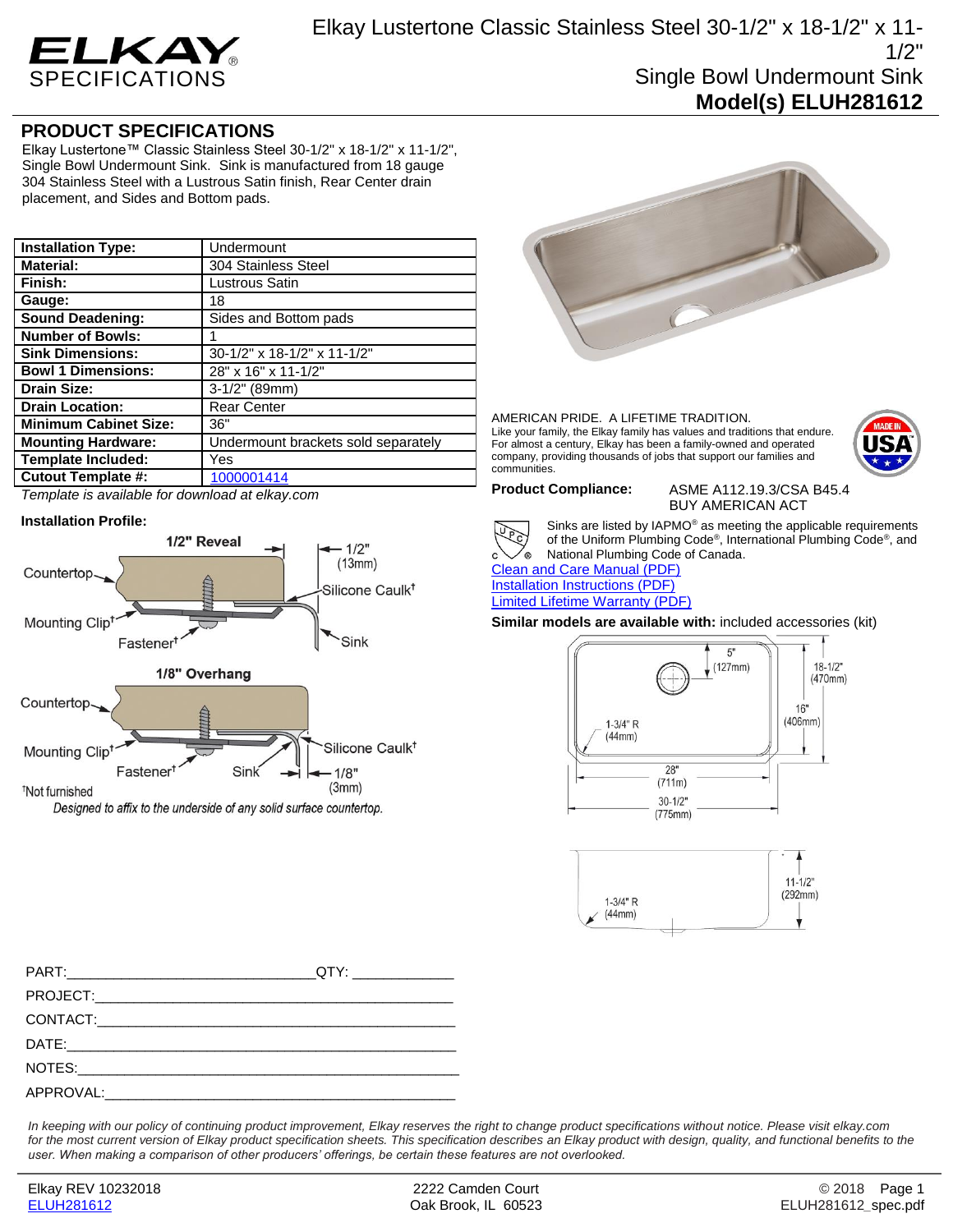# Elkay Lustertone Classic Stainless Steel 30-1/2" x 18-1/2" x 11-1/2" Single Bowl Undermount Sink

**Model(s) ELUH281612**

ELKAY® SPECIFICATIONS

## PRODUCT SPECIFICATIONS

Elkay Lustertone™ Classic Stainless Steel 30-1/2" x 18-1/2" x 11-1/2", Single Bowl Undermount Sink. Sink is manufactured from 18 gauge 304 Stainless Steel with a Lustrous Satin finish, Rear Center drain placement, and Sides and Bottom pads.

| | |
|---|---|
| **Installation Type:** | Undermount |
| **Material:** | 304 Stainless Steel |
| **Finish:** | Lustrous Satin |
| **Gauge:** | 18 |
| **Sound Deadening:** | Sides and Bottom pads |
| **Number of Bowls:** | 1 |
| **Sink Dimensions:** | 30-1/2" x 18-1/2" x 11-1/2" |
| **Bowl 1 Dimensions:** | 28" x 16" x 11-1/2" |
| **Drain Size:** | 3-1/2" (89mm) |
| **Drain Location:** | Rear Center |
| **Minimum Cabinet Size:** | 36" |
| **Mounting Hardware:** | Undermount brackets sold separately |
| **Template Included:** | Yes |
| **Cutout Template #:** | 1000001414 |

*Template is available for download at elkay.com*

**Installation Profile:**

1/2" Reveal — Countertop, Mounting Clip†, Fastener†, Silicone Caulk†, Sink, 1/2" (13mm)

1/8" Overhang — Countertop, Mounting Clip†, Fastener†, Sink, Silicone Caulk†, 1/8" (3mm)

†Not furnished

*Designed to affix to the underside of any solid surface countertop.*

AMERICAN PRIDE. A LIFETIME TRADITION.
Like your family, the Elkay family has values and traditions that endure. For almost a century, Elkay has been a family-owned and operated company, providing thousands of jobs that support our families and communities.

MADE IN USA

**Product Compliance:** ASME A112.19.3/CSA B45.4
BUY AMERICAN ACT

Sinks are listed by IAPMO® as meeting the applicable requirements of the Uniform Plumbing Code®, International Plumbing Code®, and National Plumbing Code of Canada.

Clean and Care Manual (PDF)
Installation Instructions (PDF)
Limited Lifetime Warranty (PDF)

**Similar models are available with:** included accessories (kit)

Dimensions: 5" (127mm); 18-1/2" (470mm); 16" (406mm); 1-3/4" R (44mm); 28" (711m); 30-1/2" (775mm); 11-1/2" (292mm); 1-3/4" R (44mm)

PART:_______________________________QTY: ____________

PROJECT:_______________________________________________

CONTACT:_______________________________________________

DATE:_________________________________________________

NOTES:________________________________________________

APPROVAL:_____________________________________________

*In keeping with our policy of continuing product improvement, Elkay reserves the right to change product specifications without notice. Please visit elkay.com for the most current version of Elkay product specification sheets. This specification describes an Elkay product with design, quality, and functional benefits to the user. When making a comparison of other producers' offerings, be certain these features are not overlooked.*

Elkay REV 10232018 | 2222 Camden Court, Oak Brook, IL 60523 | © 2018
ELUH281612 | ELUH281612_spec.pdf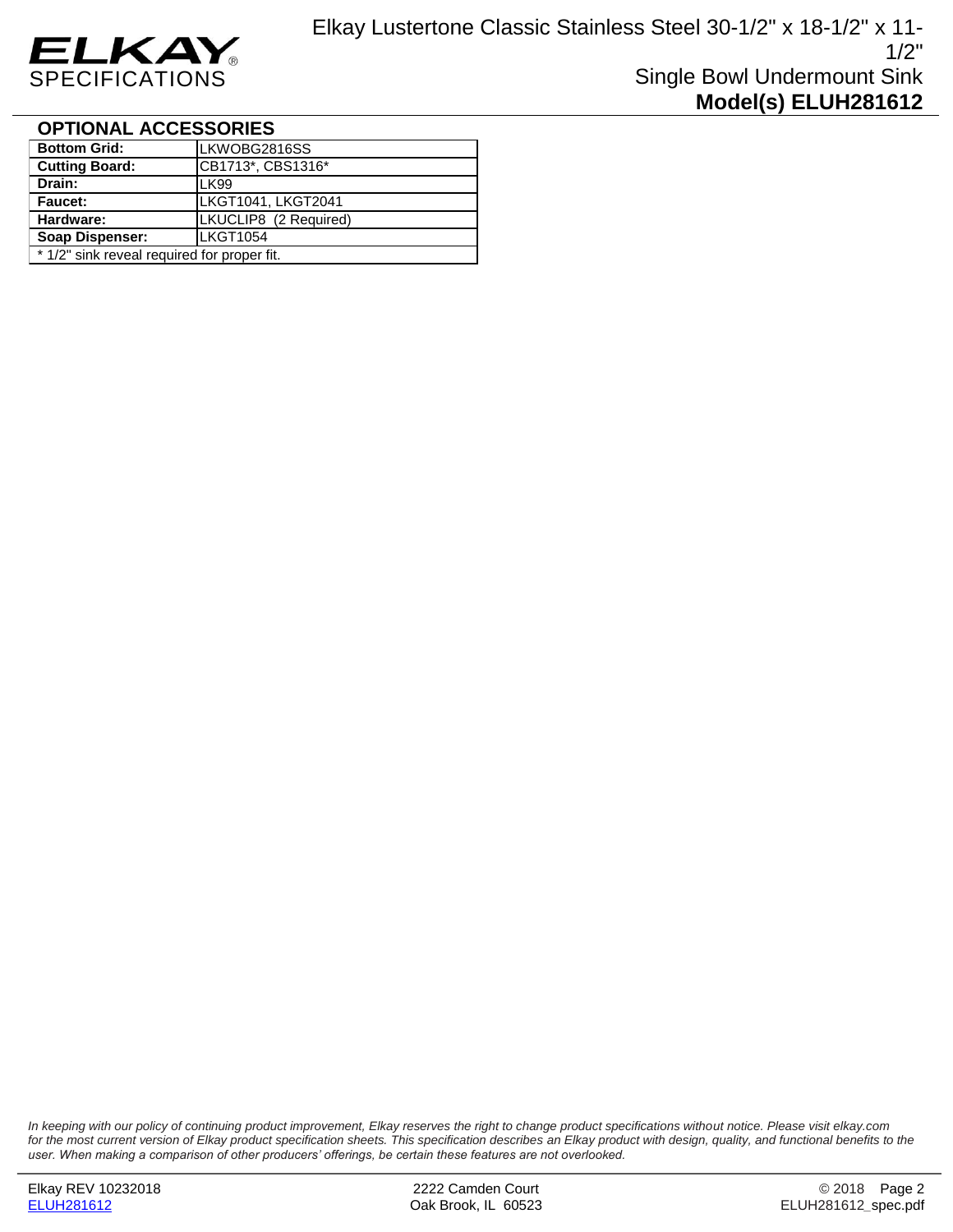## OPTIONAL ACCESSORIES

| | |
|---|---|
| **Bottom Grid:** | LKWOBG2816SS |
| **Cutting Board:** | CB1713*, CBS1316* |
| **Drain:** | LK99 |
| **Faucet:** | LKGT1041, LKGT2041 |
| **Hardware:** | LKUCLIP8 (2 Required) |
| **Soap Dispenser:** | LKGT1054 |
| * 1/2" sink reveal required for proper fit. | |

*In keeping with our policy of continuing product improvement, Elkay reserves the right to change product specifications without notice. Please visit elkay.com for the most current version of Elkay product specification sheets. This specification describes an Elkay product with design, quality, and functional benefits to the user. When making a comparison of other producers' offerings, be certain these features are not overlooked.*